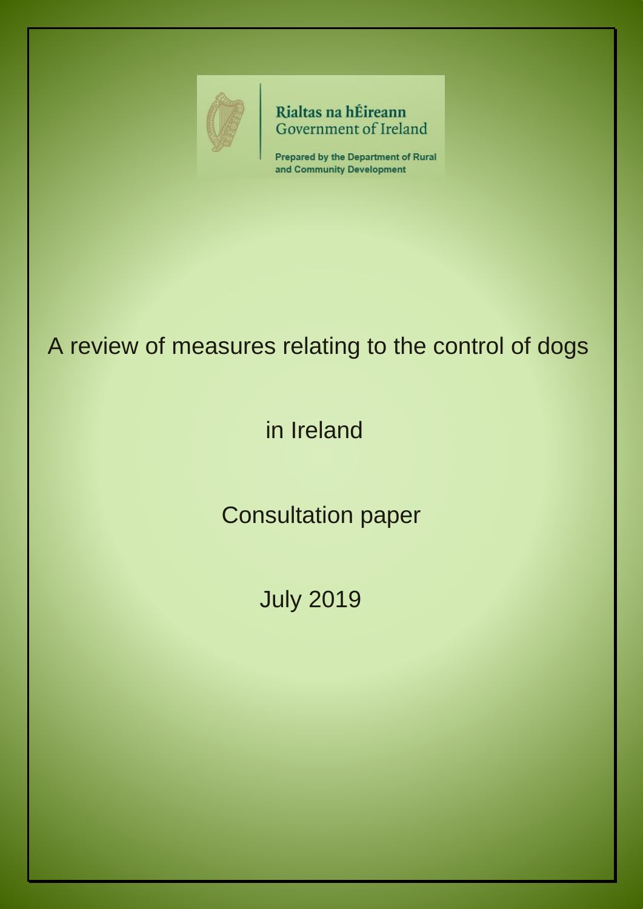Rialtas na hÉireann
Government of Ireland

**Prepared by the Department of Rural and Community Development**

# A review of measures relating to the control of dogs in Ireland

## Consultation paper

## July 2019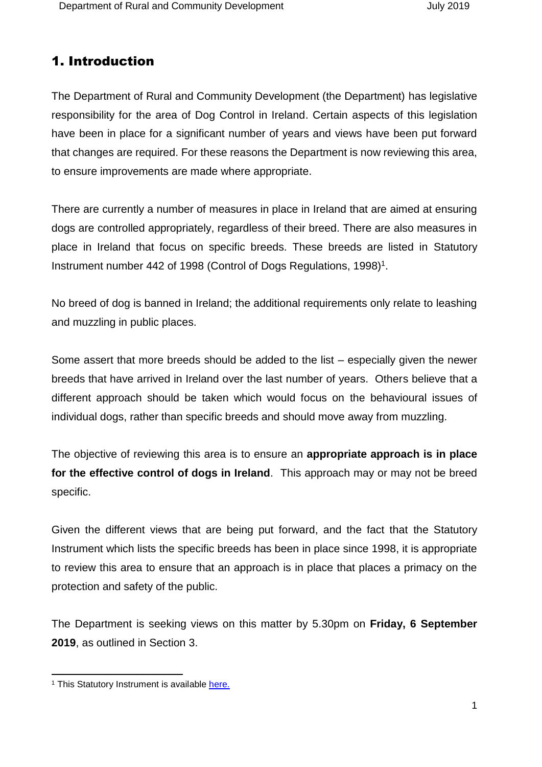## 1. Introduction

The Department of Rural and Community Development (the Department) has legislative responsibility for the area of Dog Control in Ireland. Certain aspects of this legislation have been in place for a significant number of years and views have been put forward that changes are required. For these reasons the Department is now reviewing this area, to ensure improvements are made where appropriate.

There are currently a number of measures in place in Ireland that are aimed at ensuring dogs are controlled appropriately, regardless of their breed. There are also measures in place in Ireland that focus on specific breeds. These breeds are listed in Statutory Instrument number 442 of 1998 (Control of Dogs Regulations, 1998)[1].

No breed of dog is banned in Ireland; the additional requirements only relate to leashing and muzzling in public places.

Some assert that more breeds should be added to the list – especially given the newer breeds that have arrived in Ireland over the last number of years. Others believe that a different approach should be taken which would focus on the behavioural issues of individual dogs, rather than specific breeds and should move away from muzzling.

The objective of reviewing this area is to ensure an **appropriate approach is in place for the effective control of dogs in Ireland**. This approach may or may not be breed specific.

Given the different views that are being put forward, and the fact that the Statutory Instrument which lists the specific breeds has been in place since 1998, it is appropriate to review this area to ensure that an approach is in place that places a primacy on the protection and safety of the public.

The Department is seeking views on this matter by 5.30pm on **Friday, 6 September 2019**, as outlined in Section 3.

[1] This Statutory Instrument is available here.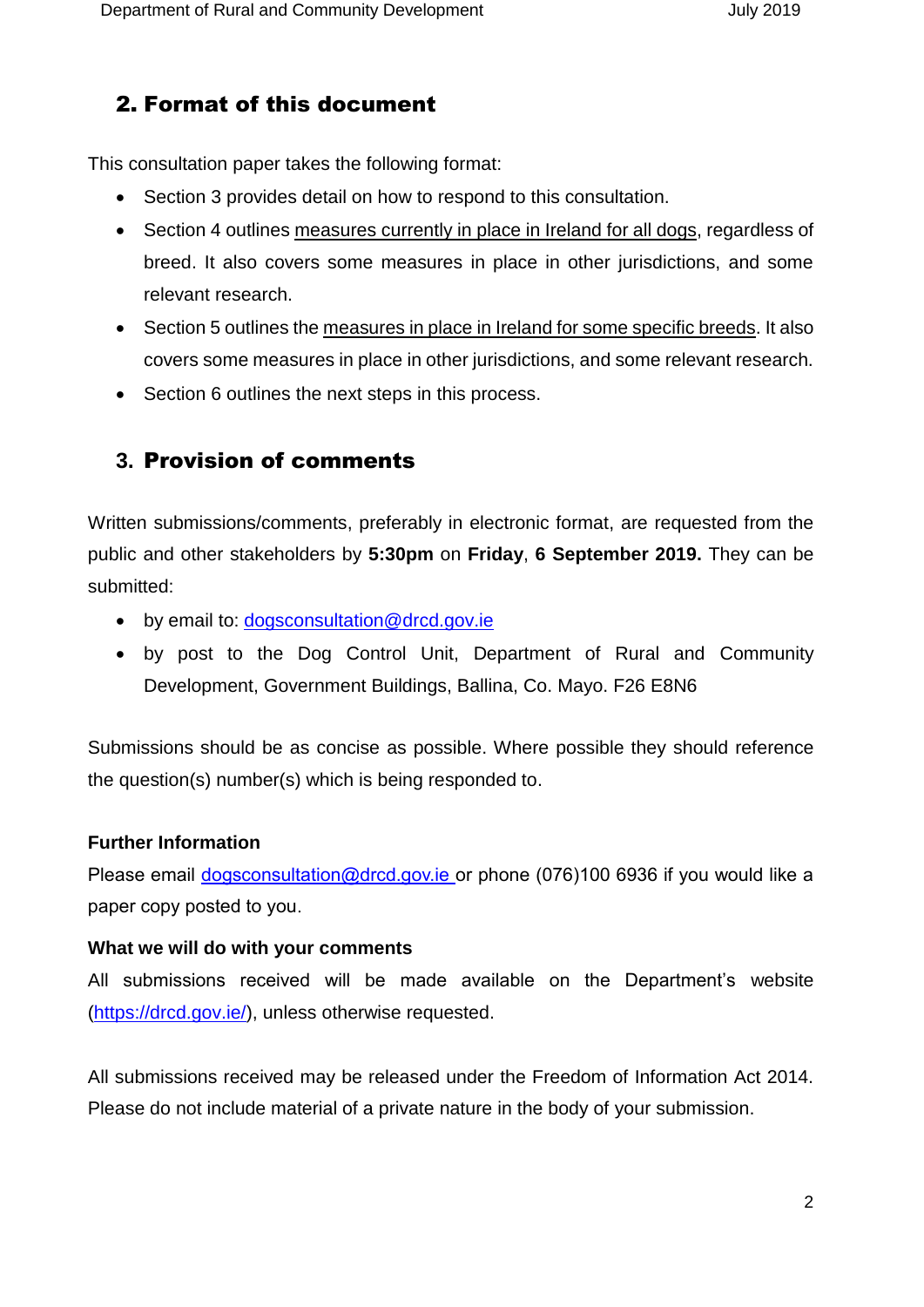## 2. Format of this document

This consultation paper takes the following format:

- Section 3 provides detail on how to respond to this consultation.
- Section 4 outlines measures currently in place in Ireland for all dogs, regardless of breed. It also covers some measures in place in other jurisdictions, and some relevant research.
- Section 5 outlines the measures in place in Ireland for some specific breeds. It also covers some measures in place in other jurisdictions, and some relevant research.
- Section 6 outlines the next steps in this process.

## 3. Provision of comments

Written submissions/comments, preferably in electronic format, are requested from the public and other stakeholders by **5:30pm** on **Friday**, **6 September 2019.** They can be submitted:

- by email to: dogsconsultation@drcd.gov.ie
- by post to the Dog Control Unit, Department of Rural and Community Development, Government Buildings, Ballina, Co. Mayo. F26 E8N6

Submissions should be as concise as possible. Where possible they should reference the question(s) number(s) which is being responded to.

**Further Information**

Please email dogsconsultation@drcd.gov.ie or phone (076)100 6936 if you would like a paper copy posted to you.

**What we will do with your comments**

All submissions received will be made available on the Department's website (https://drcd.gov.ie/), unless otherwise requested.

All submissions received may be released under the Freedom of Information Act 2014. Please do not include material of a private nature in the body of your submission.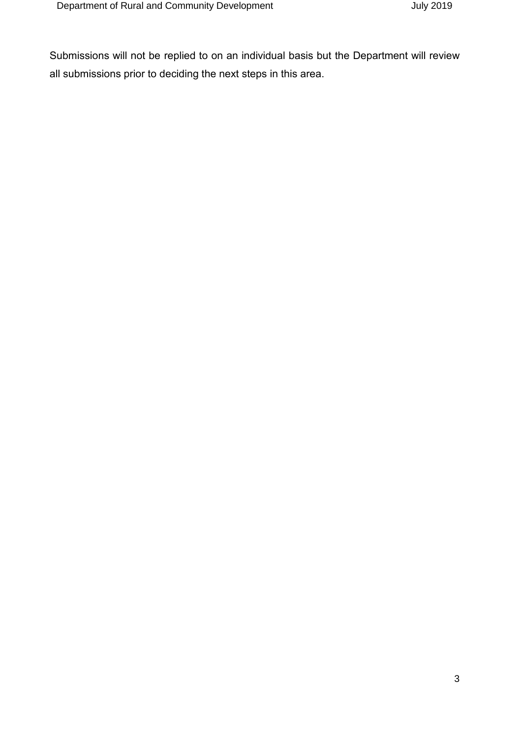Submissions will not be replied to on an individual basis but the Department will review all submissions prior to deciding the next steps in this area.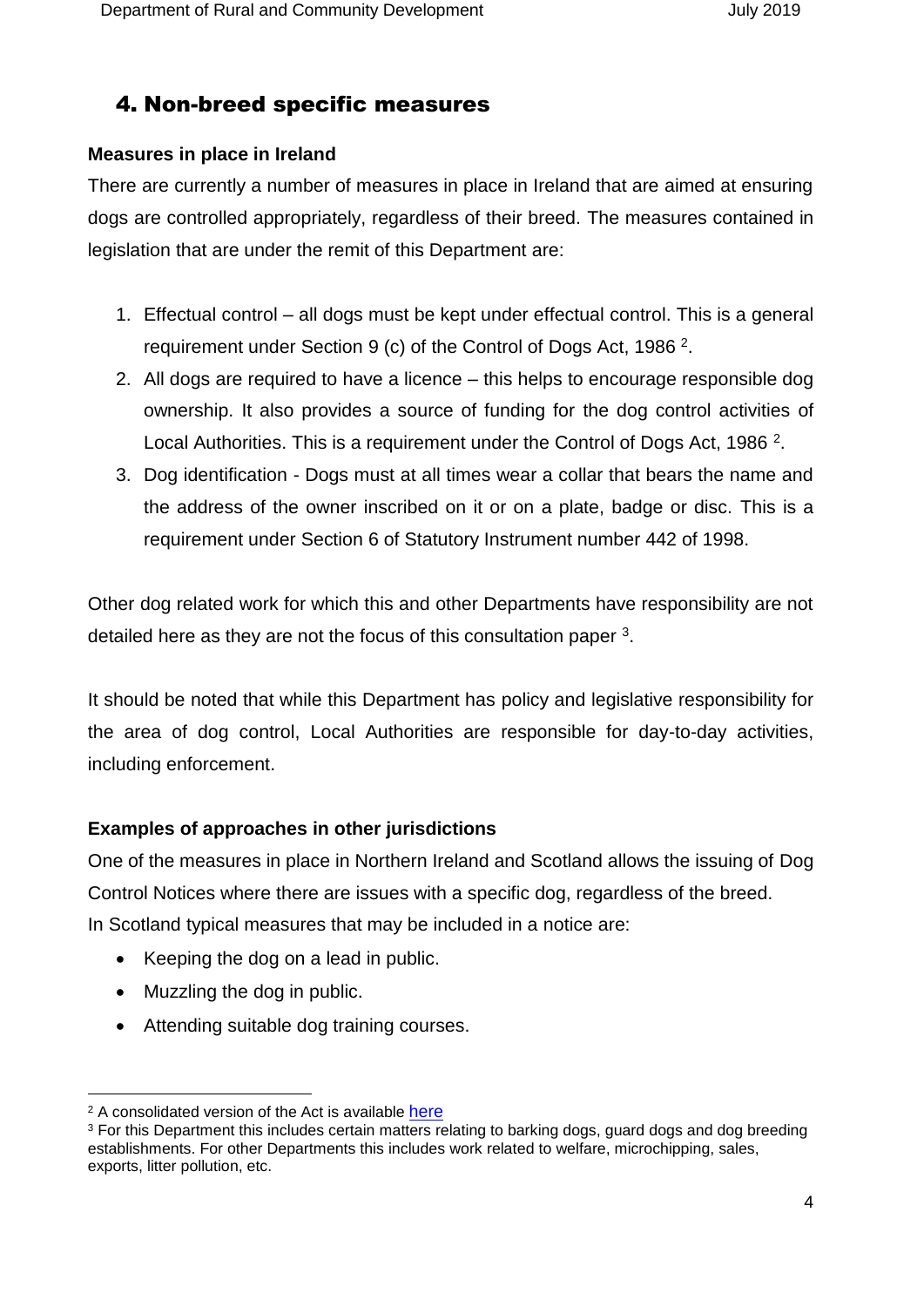## 4. Non-breed specific measures

**Measures in place in Ireland**

There are currently a number of measures in place in Ireland that are aimed at ensuring dogs are controlled appropriately, regardless of their breed. The measures contained in legislation that are under the remit of this Department are:

1. Effectual control – all dogs must be kept under effectual control. This is a general requirement under Section 9 (c) of the Control of Dogs Act, 1986 [2].
2. All dogs are required to have a licence – this helps to encourage responsible dog ownership. It also provides a source of funding for the dog control activities of Local Authorities. This is a requirement under the Control of Dogs Act, 1986 [2].
3. Dog identification - Dogs must at all times wear a collar that bears the name and the address of the owner inscribed on it or on a plate, badge or disc. This is a requirement under Section 6 of Statutory Instrument number 442 of 1998.

Other dog related work for which this and other Departments have responsibility are not detailed here as they are not the focus of this consultation paper [3].

It should be noted that while this Department has policy and legislative responsibility for the area of dog control, Local Authorities are responsible for day-to-day activities, including enforcement.

**Examples of approaches in other jurisdictions**

One of the measures in place in Northern Ireland and Scotland allows the issuing of Dog Control Notices where there are issues with a specific dog, regardless of the breed.
In Scotland typical measures that may be included in a notice are:

- Keeping the dog on a lead in public.
- Muzzling the dog in public.
- Attending suitable dog training courses.

---

[2] A consolidated version of the Act is available here

[3] For this Department this includes certain matters relating to barking dogs, guard dogs and dog breeding establishments. For other Departments this includes work related to welfare, microchipping, sales, exports, litter pollution, etc.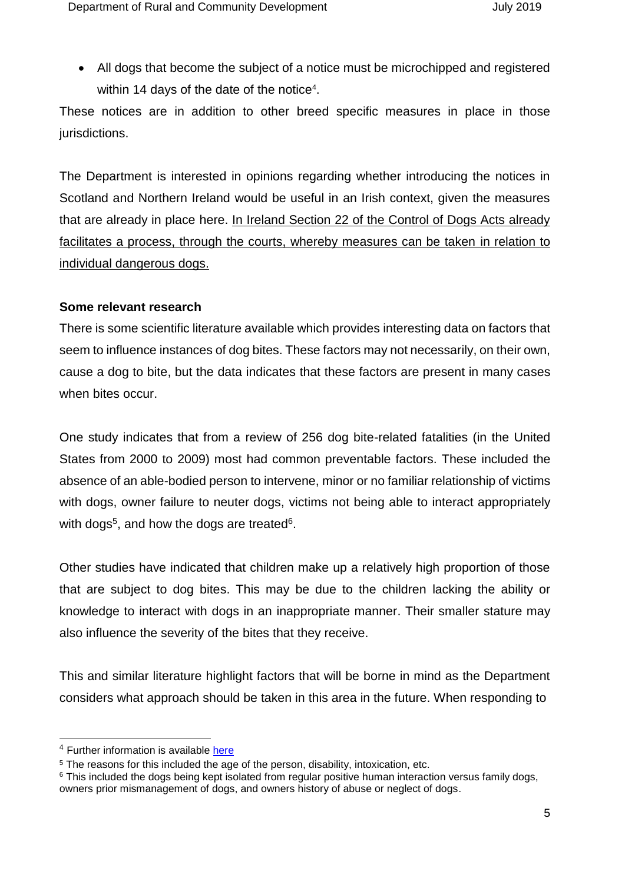- All dogs that become the subject of a notice must be microchipped and registered within 14 days of the date of the notice[4].

These notices are in addition to other breed specific measures in place in those jurisdictions.

The Department is interested in opinions regarding whether introducing the notices in Scotland and Northern Ireland would be useful in an Irish context, given the measures that are already in place here. <u>In Ireland Section 22 of the Control of Dogs Acts already facilitates a process, through the courts, whereby measures can be taken in relation to individual dangerous dogs.</u>

**Some relevant research**

There is some scientific literature available which provides interesting data on factors that seem to influence instances of dog bites. These factors may not necessarily, on their own, cause a dog to bite, but the data indicates that these factors are present in many cases when bites occur.

One study indicates that from a review of 256 dog bite-related fatalities (in the United States from 2000 to 2009) most had common preventable factors. These included the absence of an able-bodied person to intervene, minor or no familiar relationship of victims with dogs, owner failure to neuter dogs, victims not being able to interact appropriately with dogs[5], and how the dogs are treated[6].

Other studies have indicated that children make up a relatively high proportion of those that are subject to dog bites. This may be due to the children lacking the ability or knowledge to interact with dogs in an inappropriate manner. Their smaller stature may also influence the severity of the bites that they receive.

This and similar literature highlight factors that will be borne in mind as the Department considers what approach should be taken in this area in the future. When responding to

---

[4] Further information is available here

[5] The reasons for this included the age of the person, disability, intoxication, etc.

[6] This included the dogs being kept isolated from regular positive human interaction versus family dogs, owners prior mismanagement of dogs, and owners history of abuse or neglect of dogs.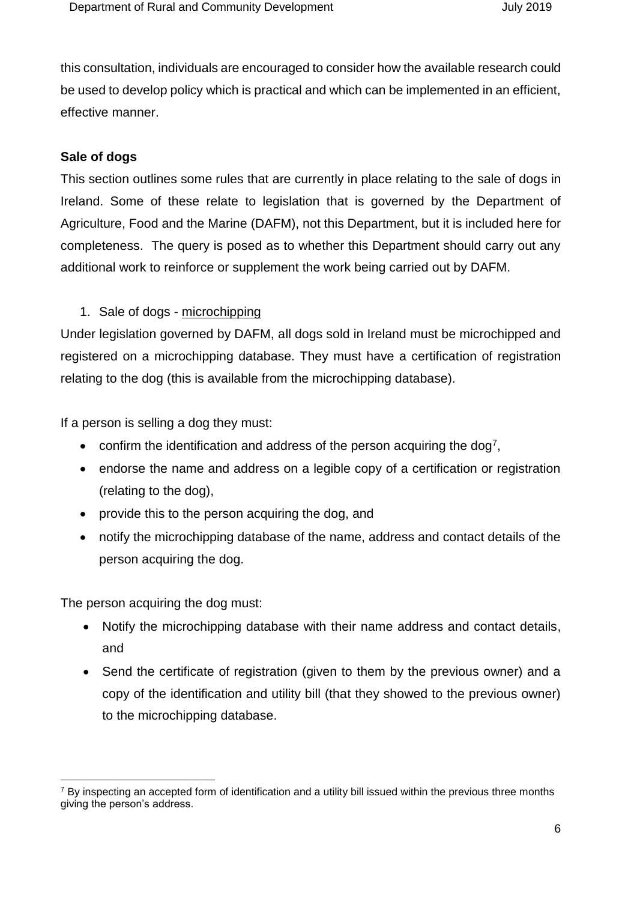this consultation, individuals are encouraged to consider how the available research could be used to develop policy which is practical and which can be implemented in an efficient, effective manner.

**Sale of dogs**

This section outlines some rules that are currently in place relating to the sale of dogs in Ireland. Some of these relate to legislation that is governed by the Department of Agriculture, Food and the Marine (DAFM), not this Department, but it is included here for completeness. The query is posed as to whether this Department should carry out any additional work to reinforce or supplement the work being carried out by DAFM.

1. Sale of dogs - microchipping

Under legislation governed by DAFM, all dogs sold in Ireland must be microchipped and registered on a microchipping database. They must have a certification of registration relating to the dog (this is available from the microchipping database).

If a person is selling a dog they must:

- confirm the identification and address of the person acquiring the dog[7],
- endorse the name and address on a legible copy of a certification or registration (relating to the dog),
- provide this to the person acquiring the dog, and
- notify the microchipping database of the name, address and contact details of the person acquiring the dog.

The person acquiring the dog must:

- Notify the microchipping database with their name address and contact details, and
- Send the certificate of registration (given to them by the previous owner) and a copy of the identification and utility bill (that they showed to the previous owner) to the microchipping database.

---

[7] By inspecting an accepted form of identification and a utility bill issued within the previous three months giving the person's address.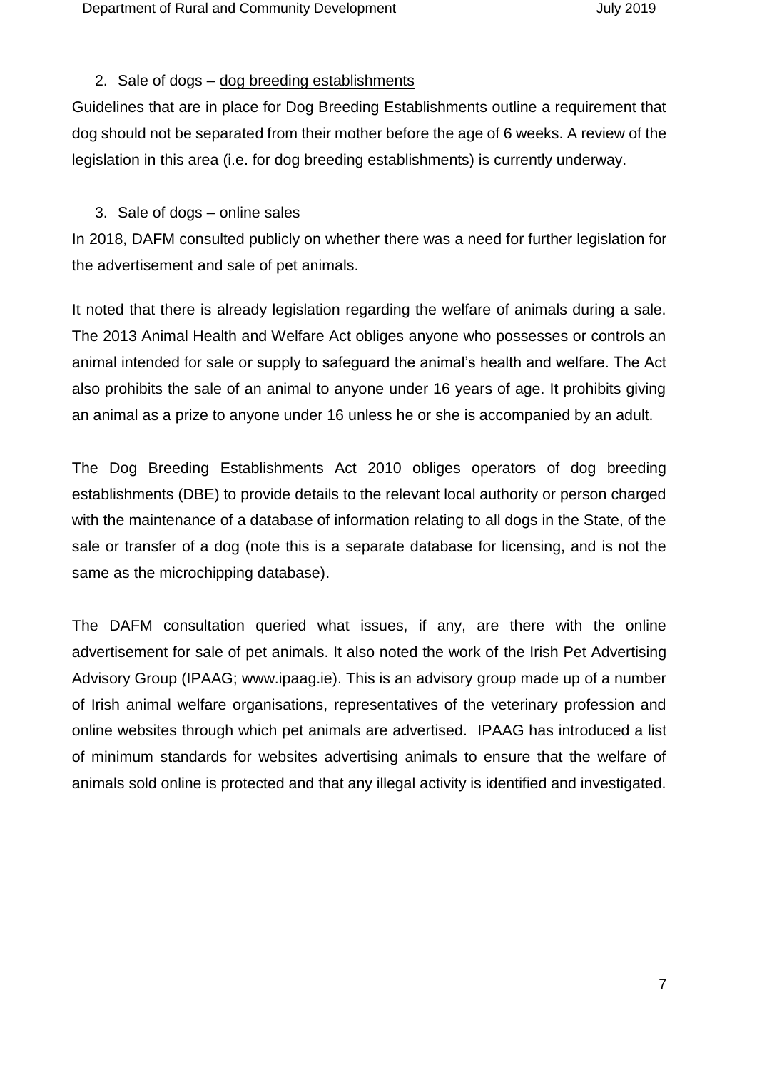2. Sale of dogs – dog breeding establishments

Guidelines that are in place for Dog Breeding Establishments outline a requirement that dog should not be separated from their mother before the age of 6 weeks. A review of the legislation in this area (i.e. for dog breeding establishments) is currently underway.

3. Sale of dogs – online sales

In 2018, DAFM consulted publicly on whether there was a need for further legislation for the advertisement and sale of pet animals.

It noted that there is already legislation regarding the welfare of animals during a sale. The 2013 Animal Health and Welfare Act obliges anyone who possesses or controls an animal intended for sale or supply to safeguard the animal's health and welfare. The Act also prohibits the sale of an animal to anyone under 16 years of age. It prohibits giving an animal as a prize to anyone under 16 unless he or she is accompanied by an adult.

The Dog Breeding Establishments Act 2010 obliges operators of dog breeding establishments (DBE) to provide details to the relevant local authority or person charged with the maintenance of a database of information relating to all dogs in the State, of the sale or transfer of a dog (note this is a separate database for licensing, and is not the same as the microchipping database).

The DAFM consultation queried what issues, if any, are there with the online advertisement for sale of pet animals. It also noted the work of the Irish Pet Advertising Advisory Group (IPAAG; www.ipaag.ie). This is an advisory group made up of a number of Irish animal welfare organisations, representatives of the veterinary profession and online websites through which pet animals are advertised. IPAAG has introduced a list of minimum standards for websites advertising animals to ensure that the welfare of animals sold online is protected and that any illegal activity is identified and investigated.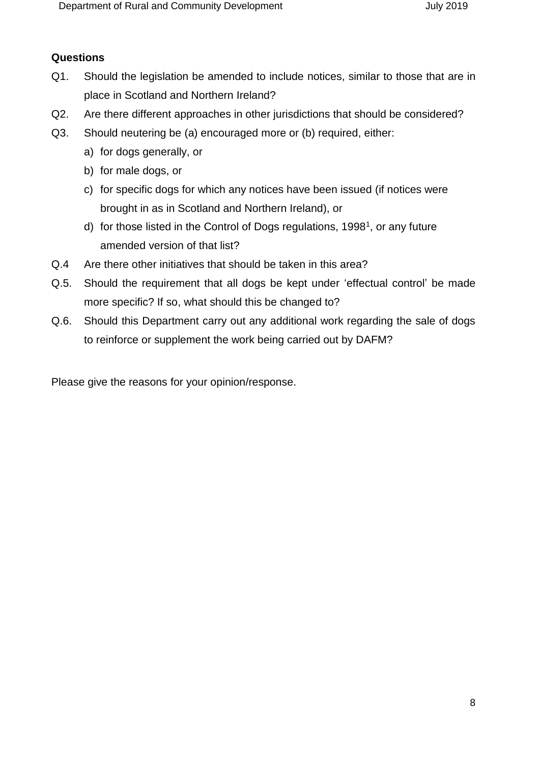**Questions**

Q1. Should the legislation be amended to include notices, similar to those that are in place in Scotland and Northern Ireland?

Q2. Are there different approaches in other jurisdictions that should be considered?

Q3. Should neutering be (a) encouraged more or (b) required, either:

a) for dogs generally, or
b) for male dogs, or
c) for specific dogs for which any notices have been issued (if notices were brought in as in Scotland and Northern Ireland), or
d) for those listed in the Control of Dogs regulations, 1998[1], or any future amended version of that list?

Q.4 Are there other initiatives that should be taken in this area?

Q.5. Should the requirement that all dogs be kept under 'effectual control' be made more specific? If so, what should this be changed to?

Q.6. Should this Department carry out any additional work regarding the sale of dogs to reinforce or supplement the work being carried out by DAFM?

Please give the reasons for your opinion/response.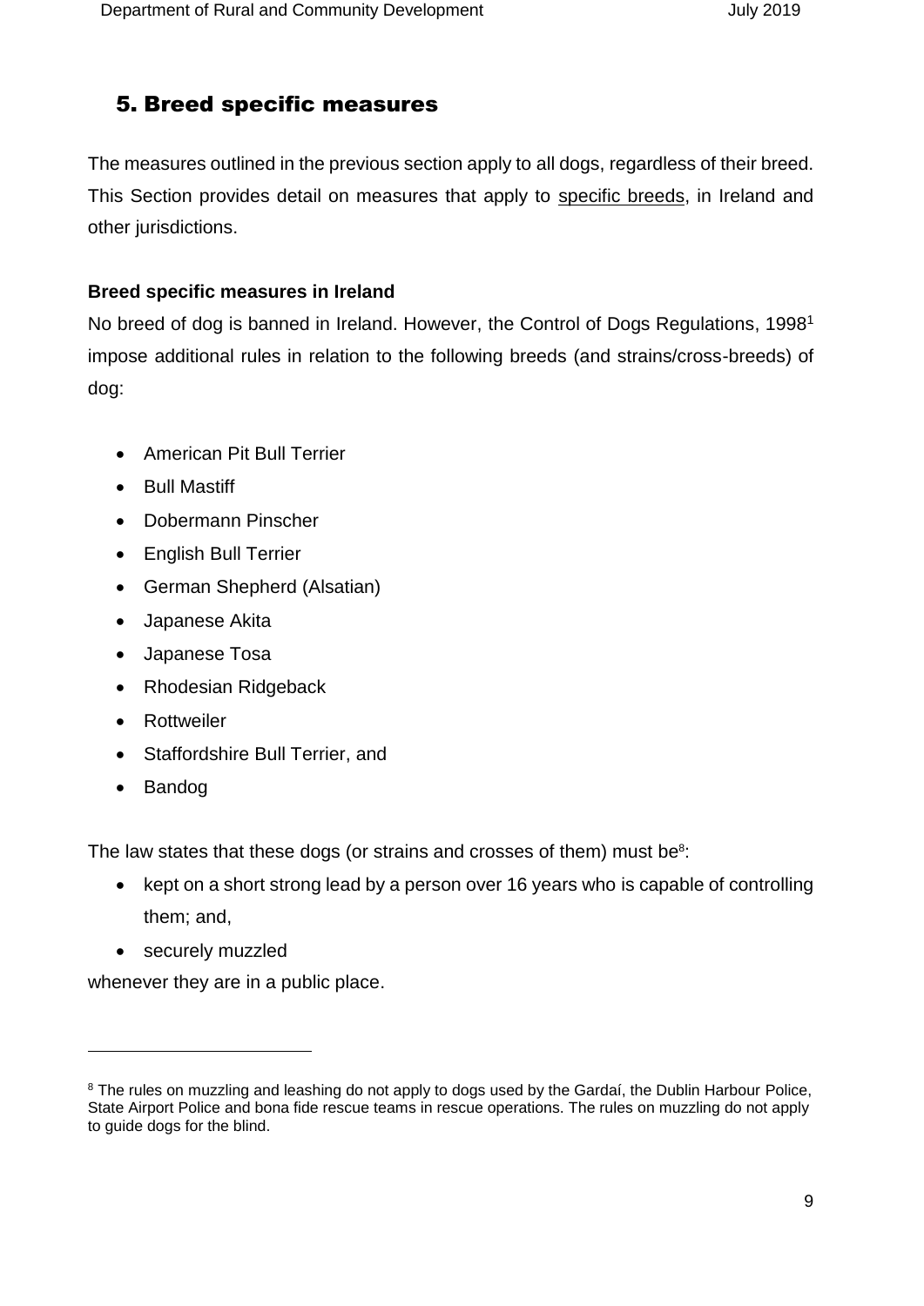## 5. Breed specific measures

The measures outlined in the previous section apply to all dogs, regardless of their breed. This Section provides detail on measures that apply to specific breeds, in Ireland and other jurisdictions.

**Breed specific measures in Ireland**

No breed of dog is banned in Ireland. However, the Control of Dogs Regulations, 1998[1] impose additional rules in relation to the following breeds (and strains/cross-breeds) of dog:

- American Pit Bull Terrier
- Bull Mastiff
- Dobermann Pinscher
- English Bull Terrier
- German Shepherd (Alsatian)
- Japanese Akita
- Japanese Tosa
- Rhodesian Ridgeback
- Rottweiler
- Staffordshire Bull Terrier, and
- Bandog

The law states that these dogs (or strains and crosses of them) must be[8]:

- kept on a short strong lead by a person over 16 years who is capable of controlling them; and,
- securely muzzled

whenever they are in a public place.

[8] The rules on muzzling and leashing do not apply to dogs used by the Gardaí, the Dublin Harbour Police, State Airport Police and bona fide rescue teams in rescue operations. The rules on muzzling do not apply to guide dogs for the blind.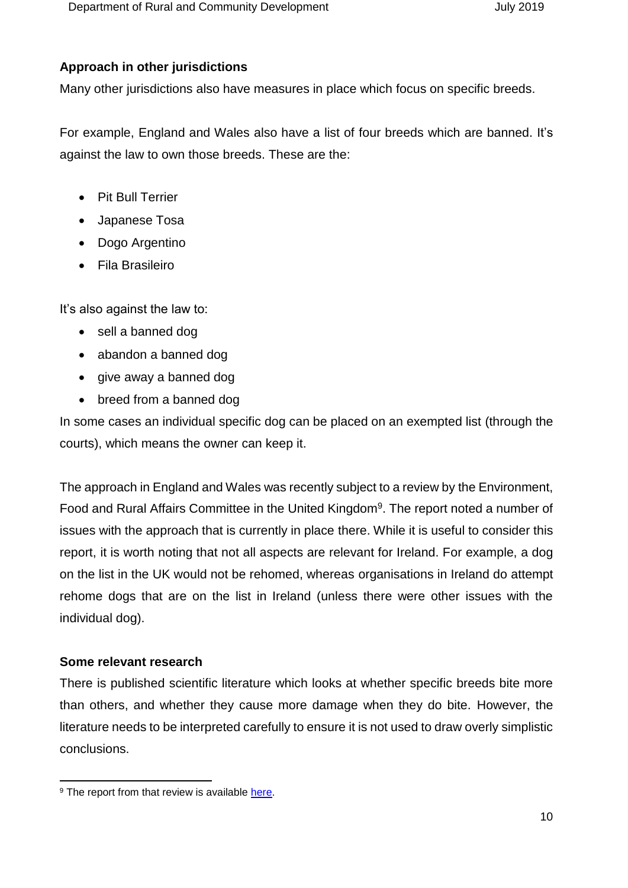### Approach in other jurisdictions

Many other jurisdictions also have measures in place which focus on specific breeds.

For example, England and Wales also have a list of four breeds which are banned. It's against the law to own those breeds. These are the:

- Pit Bull Terrier
- Japanese Tosa
- Dogo Argentino
- Fila Brasileiro

It's also against the law to:

- sell a banned dog
- abandon a banned dog
- give away a banned dog
- breed from a banned dog

In some cases an individual specific dog can be placed on an exempted list (through the courts), which means the owner can keep it.

The approach in England and Wales was recently subject to a review by the Environment, Food and Rural Affairs Committee in the United Kingdom[9]. The report noted a number of issues with the approach that is currently in place there. While it is useful to consider this report, it is worth noting that not all aspects are relevant for Ireland. For example, a dog on the list in the UK would not be rehomed, whereas organisations in Ireland do attempt rehome dogs that are on the list in Ireland (unless there were other issues with the individual dog).

### Some relevant research

There is published scientific literature which looks at whether specific breeds bite more than others, and whether they cause more damage when they do bite. However, the literature needs to be interpreted carefully to ensure it is not used to draw overly simplistic conclusions.

[9] The report from that review is available here.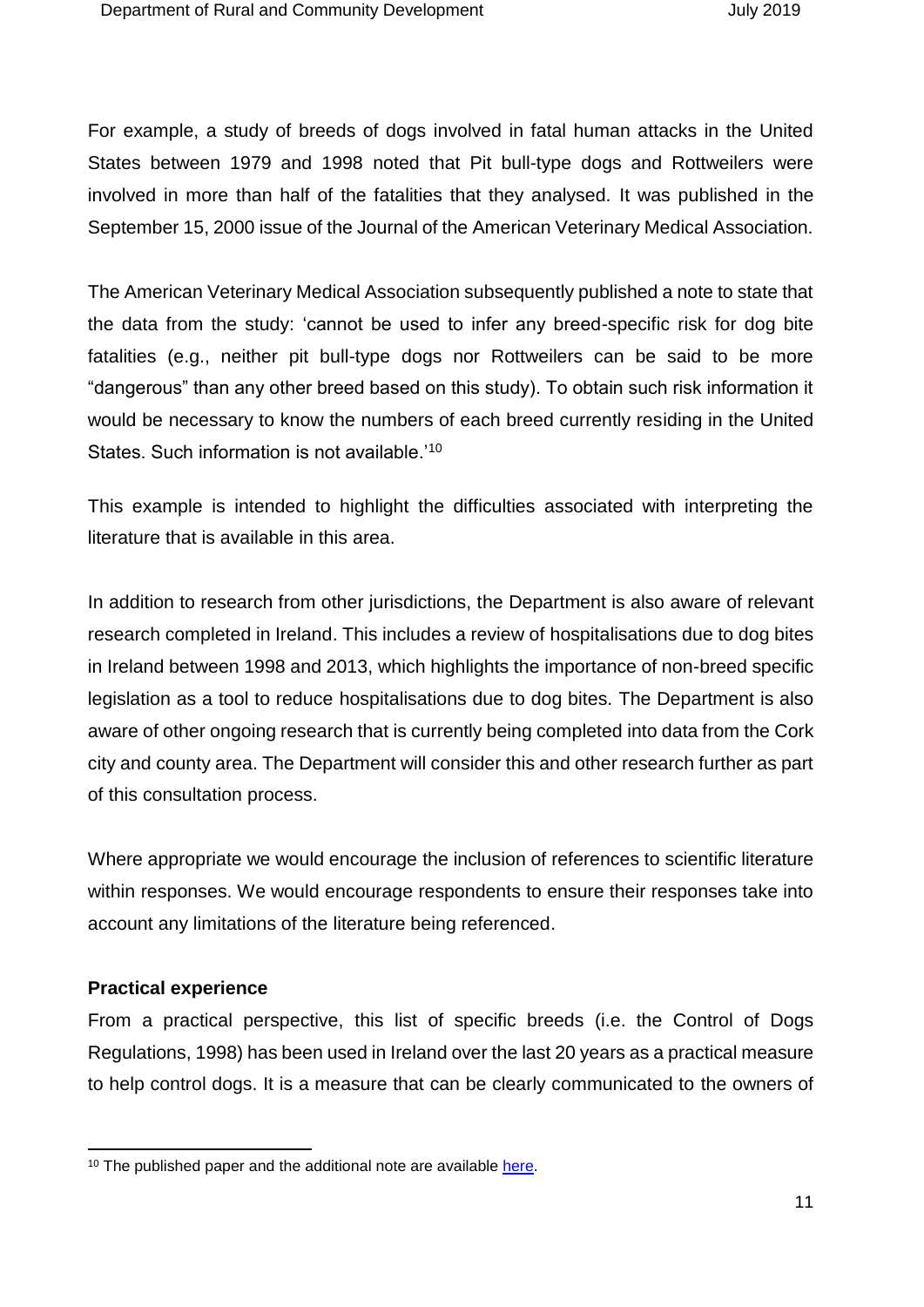For example, a study of breeds of dogs involved in fatal human attacks in the United States between 1979 and 1998 noted that Pit bull-type dogs and Rottweilers were involved in more than half of the fatalities that they analysed. It was published in the September 15, 2000 issue of the Journal of the American Veterinary Medical Association.

The American Veterinary Medical Association subsequently published a note to state that the data from the study: 'cannot be used to infer any breed-specific risk for dog bite fatalities (e.g., neither pit bull-type dogs nor Rottweilers can be said to be more "dangerous" than any other breed based on this study). To obtain such risk information it would be necessary to know the numbers of each breed currently residing in the United States. Such information is not available.'[10]

This example is intended to highlight the difficulties associated with interpreting the literature that is available in this area.

In addition to research from other jurisdictions, the Department is also aware of relevant research completed in Ireland. This includes a review of hospitalisations due to dog bites in Ireland between 1998 and 2013, which highlights the importance of non-breed specific legislation as a tool to reduce hospitalisations due to dog bites. The Department is also aware of other ongoing research that is currently being completed into data from the Cork city and county area. The Department will consider this and other research further as part of this consultation process.

Where appropriate we would encourage the inclusion of references to scientific literature within responses. We would encourage respondents to ensure their responses take into account any limitations of the literature being referenced.

**Practical experience**

From a practical perspective, this list of specific breeds (i.e. the Control of Dogs Regulations, 1998) has been used in Ireland over the last 20 years as a practical measure to help control dogs. It is a measure that can be clearly communicated to the owners of

[10] The published paper and the additional note are available here.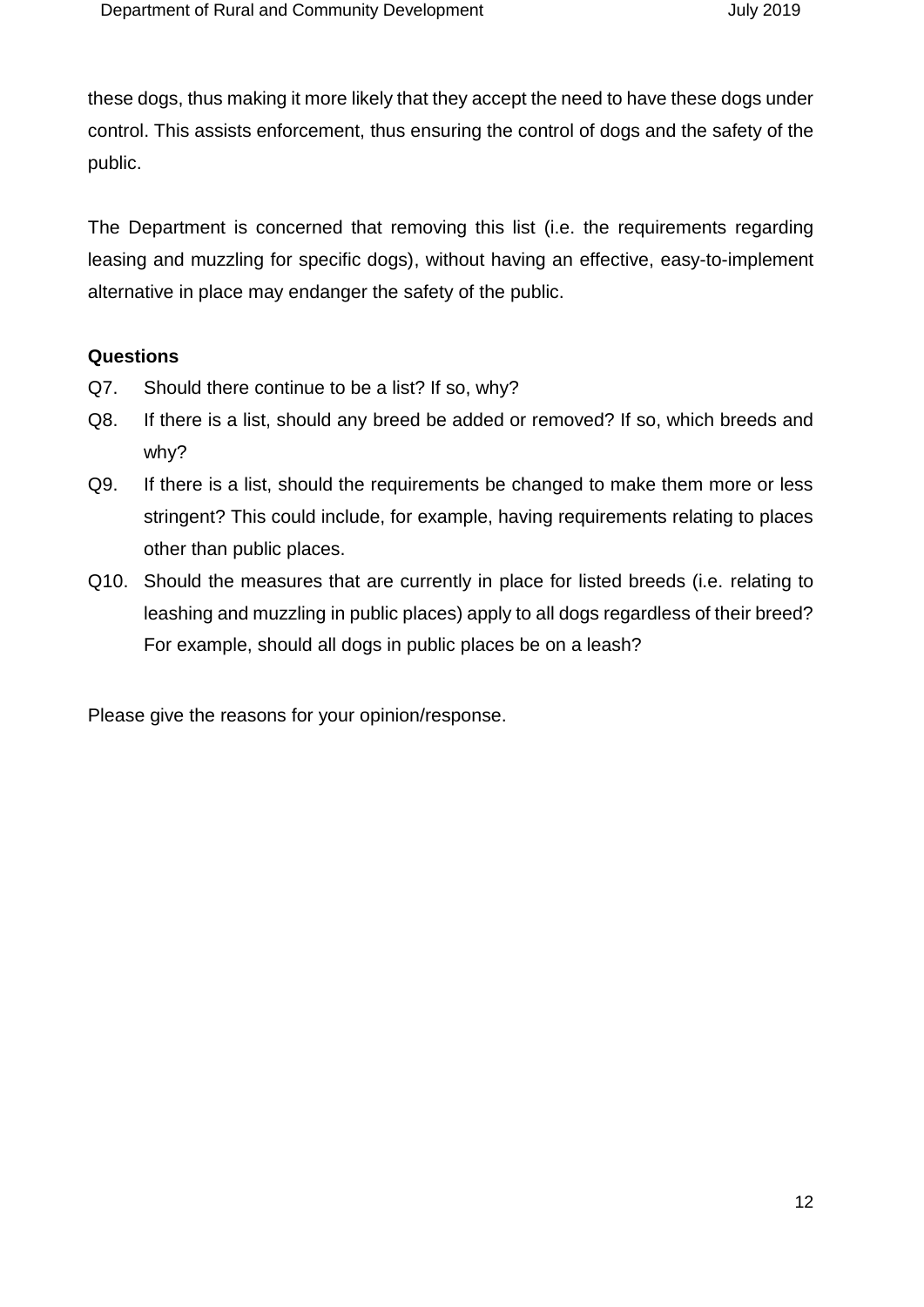these dogs, thus making it more likely that they accept the need to have these dogs under control. This assists enforcement, thus ensuring the control of dogs and the safety of the public.

The Department is concerned that removing this list (i.e. the requirements regarding leasing and muzzling for specific dogs), without having an effective, easy-to-implement alternative in place may endanger the safety of the public.

**Questions**

Q7. Should there continue to be a list? If so, why?

Q8. If there is a list, should any breed be added or removed? If so, which breeds and why?

Q9. If there is a list, should the requirements be changed to make them more or less stringent? This could include, for example, having requirements relating to places other than public places.

Q10. Should the measures that are currently in place for listed breeds (i.e. relating to leashing and muzzling in public places) apply to all dogs regardless of their breed? For example, should all dogs in public places be on a leash?

Please give the reasons for your opinion/response.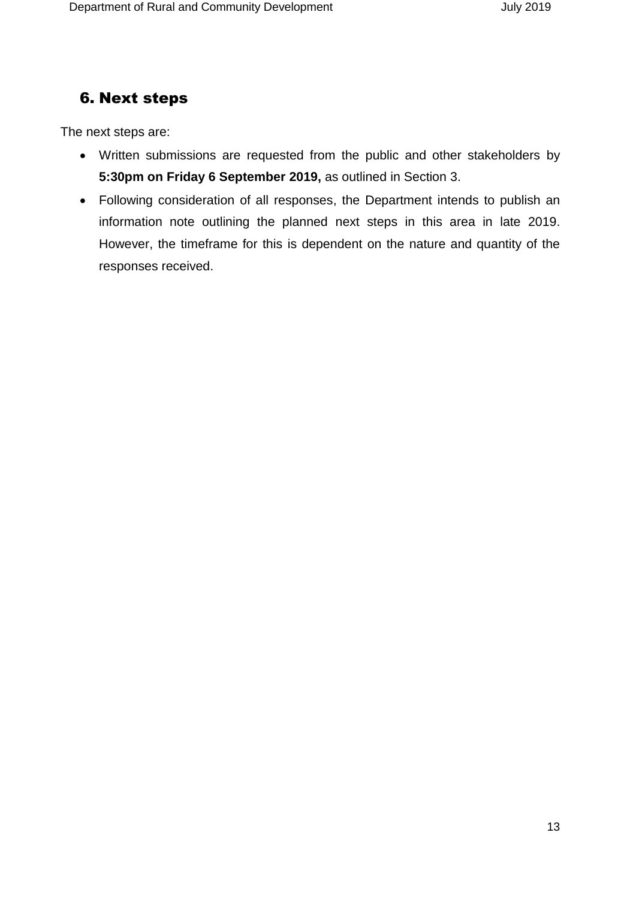## 6. Next steps

The next steps are:

- Written submissions are requested from the public and other stakeholders by **5:30pm on Friday 6 September 2019,** as outlined in Section 3.
- Following consideration of all responses, the Department intends to publish an information note outlining the planned next steps in this area in late 2019. However, the timeframe for this is dependent on the nature and quantity of the responses received.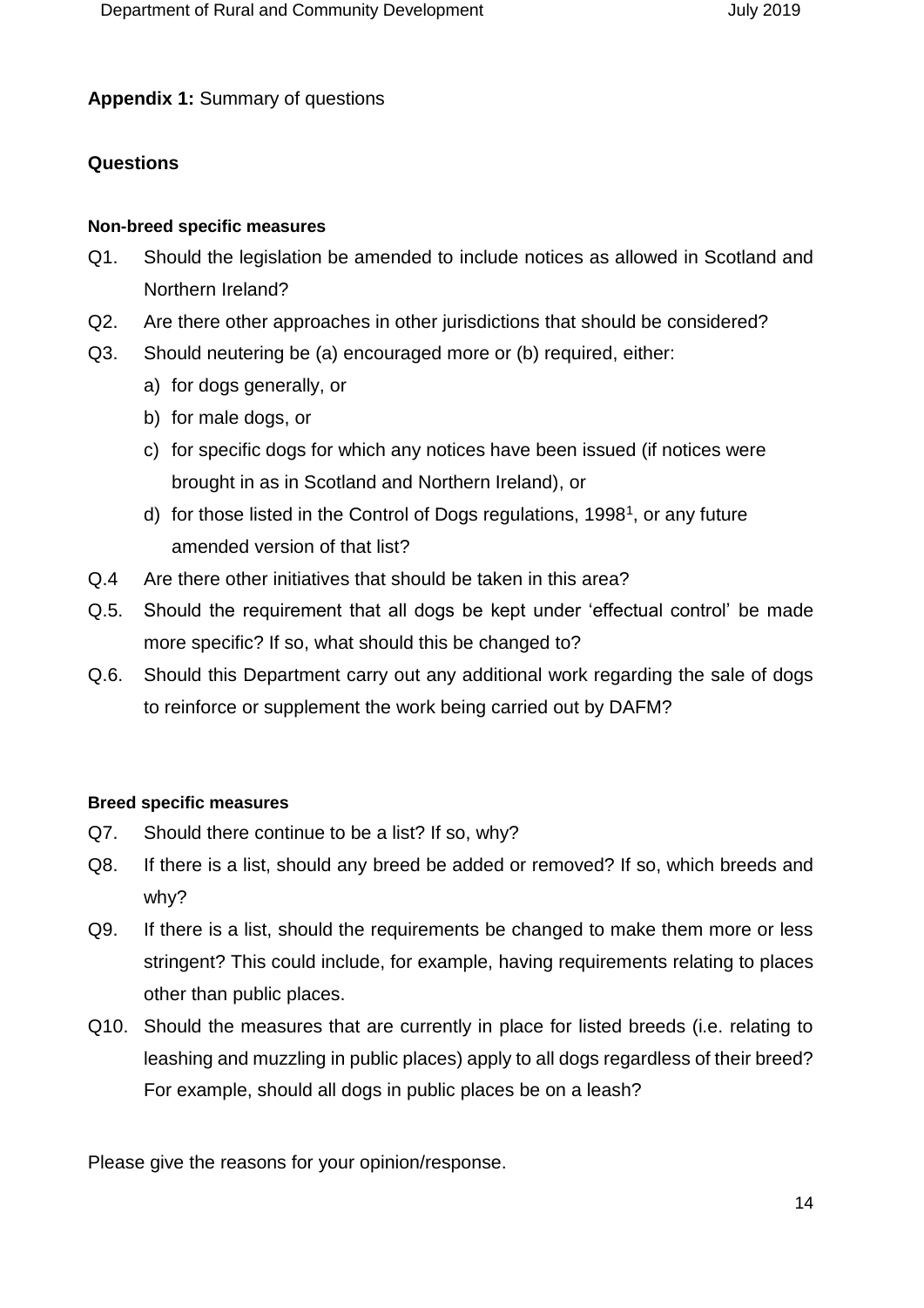**Appendix 1:** Summary of questions

## Questions

### Non-breed specific measures

Q1. Should the legislation be amended to include notices as allowed in Scotland and Northern Ireland?

Q2. Are there other approaches in other jurisdictions that should be considered?

Q3. Should neutering be (a) encouraged more or (b) required, either:

a) for dogs generally, or
b) for male dogs, or
c) for specific dogs for which any notices have been issued (if notices were brought in as in Scotland and Northern Ireland), or
d) for those listed in the Control of Dogs regulations, 1998[1], or any future amended version of that list?

Q.4 Are there other initiatives that should be taken in this area?

Q.5. Should the requirement that all dogs be kept under 'effectual control' be made more specific? If so, what should this be changed to?

Q.6. Should this Department carry out any additional work regarding the sale of dogs to reinforce or supplement the work being carried out by DAFM?

### Breed specific measures

Q7. Should there continue to be a list? If so, why?

Q8. If there is a list, should any breed be added or removed? If so, which breeds and why?

Q9. If there is a list, should the requirements be changed to make them more or less stringent? This could include, for example, having requirements relating to places other than public places.

Q10. Should the measures that are currently in place for listed breeds (i.e. relating to leashing and muzzling in public places) apply to all dogs regardless of their breed? For example, should all dogs in public places be on a leash?

Please give the reasons for your opinion/response.